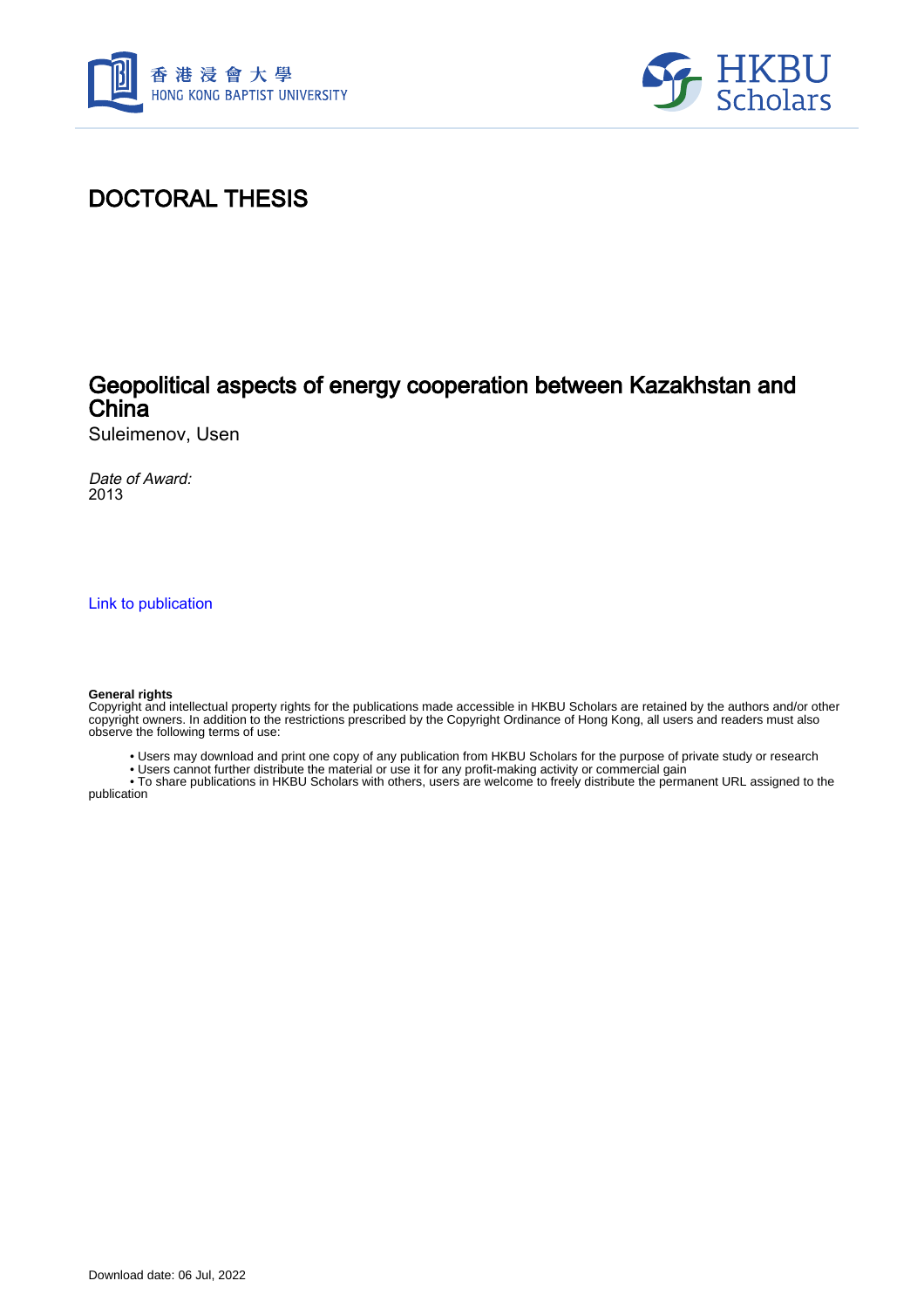香港浸會大學
HONG KONG BAPTIST UNIVERSITY

HKBU Scholars

# DOCTORAL THESIS

## Geopolitical aspects of energy cooperation between Kazakhstan and China

Suleimenov, Usen

*Date of Award:*
2013

Link to publication

**General rights**
Copyright and intellectual property rights for the publications made accessible in HKBU Scholars are retained by the authors and/or other copyright owners. In addition to the restrictions prescribed by the Copyright Ordinance of Hong Kong, all users and readers must also observe the following terms of use:

- Users may download and print one copy of any publication from HKBU Scholars for the purpose of private study or research
- Users cannot further distribute the material or use it for any profit-making activity or commercial gain
- To share publications in HKBU Scholars with others, users are welcome to freely distribute the permanent URL assigned to the publication

Download date: 06 Jul, 2022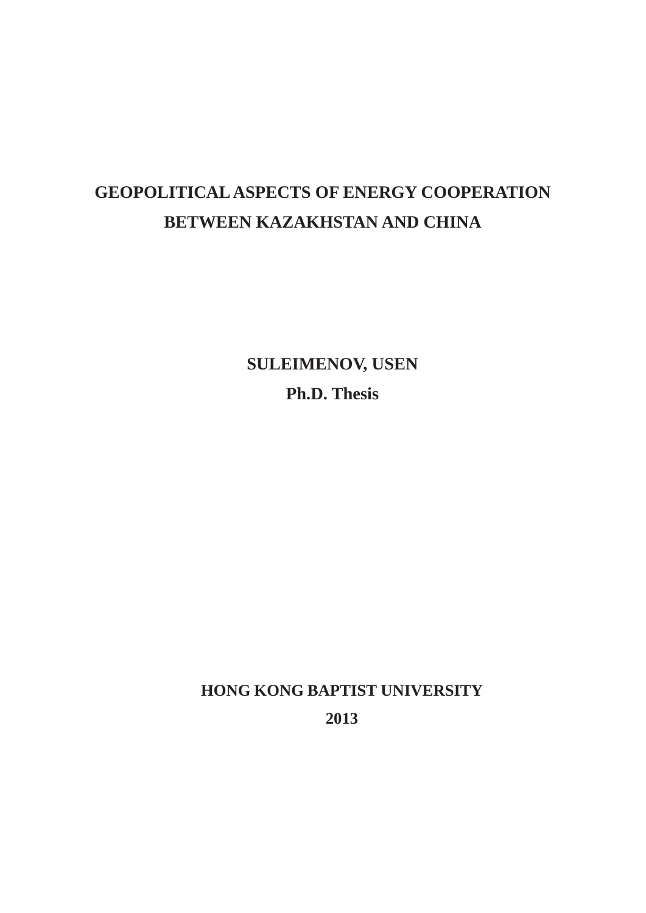# GEOPOLITICAL ASPECTS OF ENERGY COOPERATION BETWEEN KAZAKHSTAN AND CHINA

**SULEIMENOV, USEN**

**Ph.D. Thesis**

**HONG KONG BAPTIST UNIVERSITY**

**2013**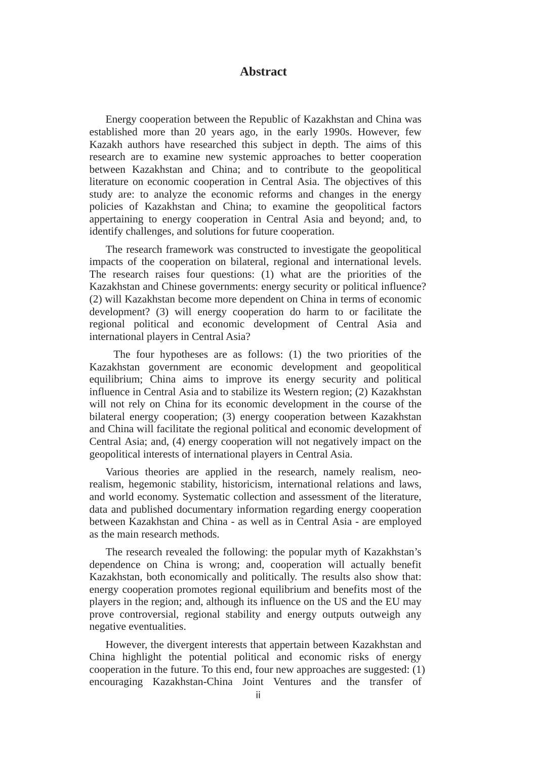# Abstract

Energy cooperation between the Republic of Kazakhstan and China was established more than 20 years ago, in the early 1990s. However, few Kazakh authors have researched this subject in depth. The aims of this research are to examine new systemic approaches to better cooperation between Kazakhstan and China; and to contribute to the geopolitical literature on economic cooperation in Central Asia. The objectives of this study are: to analyze the economic reforms and changes in the energy policies of Kazakhstan and China; to examine the geopolitical factors appertaining to energy cooperation in Central Asia and beyond; and, to identify challenges, and solutions for future cooperation.

The research framework was constructed to investigate the geopolitical impacts of the cooperation on bilateral, regional and international levels. The research raises four questions: (1) what are the priorities of the Kazakhstan and Chinese governments: energy security or political influence? (2) will Kazakhstan become more dependent on China in terms of economic development? (3) will energy cooperation do harm to or facilitate the regional political and economic development of Central Asia and international players in Central Asia?

The four hypotheses are as follows: (1) the two priorities of the Kazakhstan government are economic development and geopolitical equilibrium; China aims to improve its energy security and political influence in Central Asia and to stabilize its Western region; (2) Kazakhstan will not rely on China for its economic development in the course of the bilateral energy cooperation; (3) energy cooperation between Kazakhstan and China will facilitate the regional political and economic development of Central Asia; and, (4) energy cooperation will not negatively impact on the geopolitical interests of international players in Central Asia.

Various theories are applied in the research, namely realism, neo-realism, hegemonic stability, historicism, international relations and laws, and world economy. Systematic collection and assessment of the literature, data and published documentary information regarding energy cooperation between Kazakhstan and China - as well as in Central Asia - are employed as the main research methods.

The research revealed the following: the popular myth of Kazakhstan's dependence on China is wrong; and, cooperation will actually benefit Kazakhstan, both economically and politically. The results also show that: energy cooperation promotes regional equilibrium and benefits most of the players in the region; and, although its influence on the US and the EU may prove controversial, regional stability and energy outputs outweigh any negative eventualities.

However, the divergent interests that appertain between Kazakhstan and China highlight the potential political and economic risks of energy cooperation in the future. To this end, four new approaches are suggested: (1) encouraging Kazakhstan-China Joint Ventures and the transfer of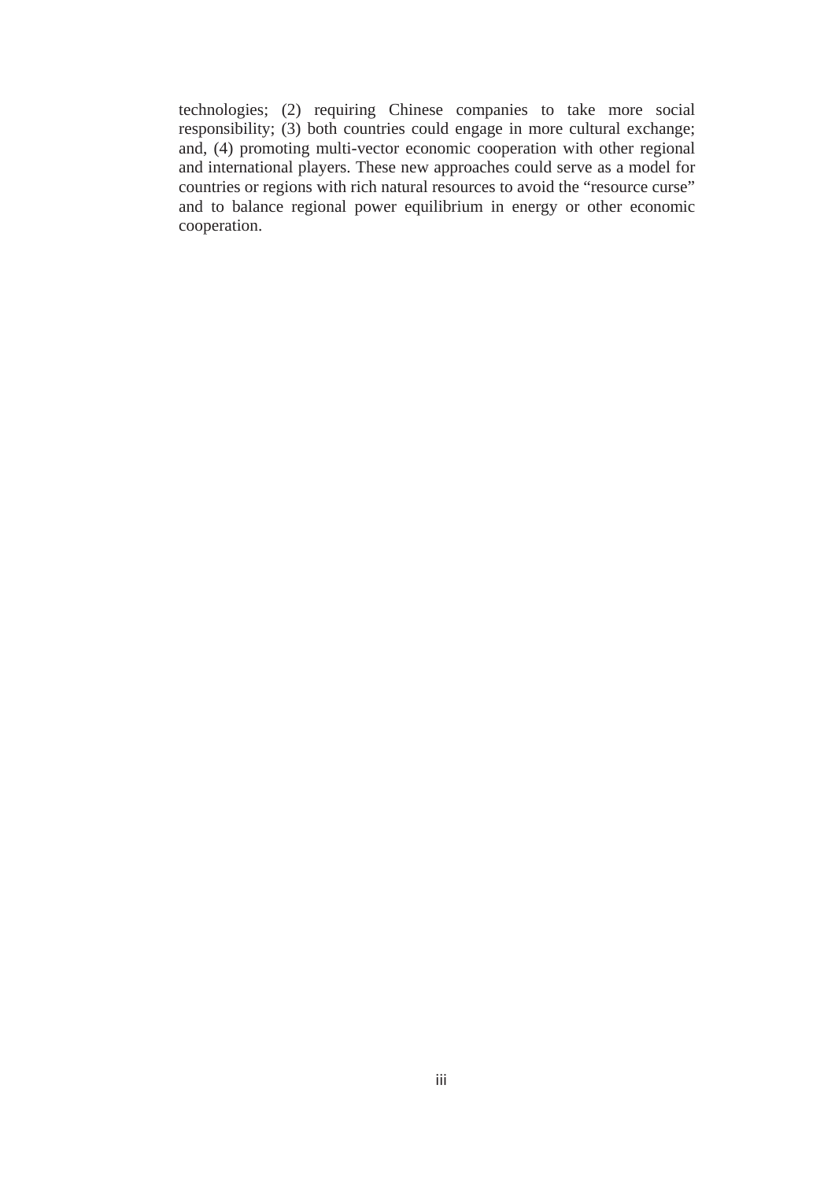technologies; (2) requiring Chinese companies to take more social responsibility; (3) both countries could engage in more cultural exchange; and, (4) promoting multi-vector economic cooperation with other regional and international players. These new approaches could serve as a model for countries or regions with rich natural resources to avoid the "resource curse" and to balance regional power equilibrium in energy or other economic cooperation.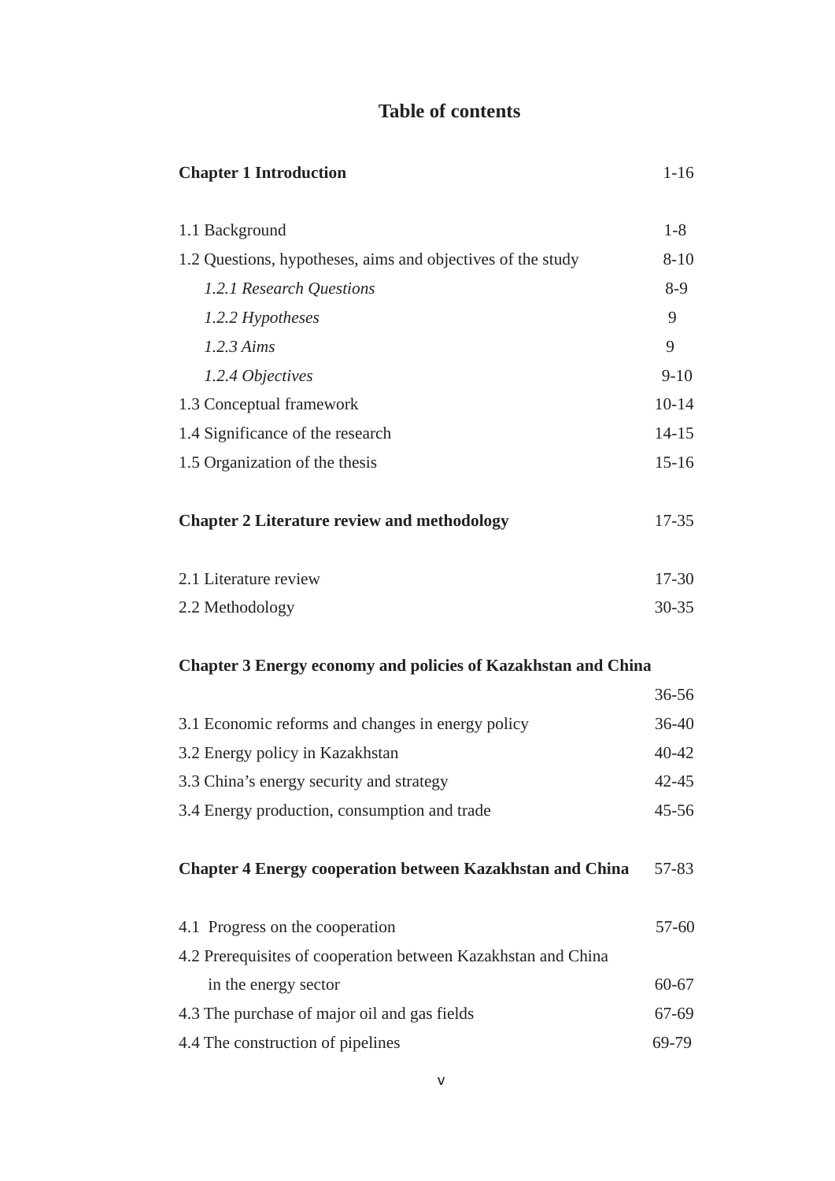# Table of contents

**Chapter 1 Introduction** 1-16

1.1 Background 1-8

1.2 Questions, hypotheses, aims and objectives of the study 8-10

*1.2.1 Research Questions* 8-9

*1.2.2 Hypotheses* 9

*1.2.3 Aims* 9

*1.2.4 Objectives* 9-10

1.3 Conceptual framework 10-14

1.4 Significance of the research 14-15

1.5 Organization of the thesis 15-16

**Chapter 2 Literature review and methodology** 17-35

2.1 Literature review 17-30

2.2 Methodology 30-35

**Chapter 3 Energy economy and policies of Kazakhstan and China** 36-56

3.1 Economic reforms and changes in energy policy 36-40

3.2 Energy policy in Kazakhstan 40-42

3.3 China's energy security and strategy 42-45

3.4 Energy production, consumption and trade 45-56

**Chapter 4 Energy cooperation between Kazakhstan and China** 57-83

4.1 Progress on the cooperation 57-60

4.2 Prerequisites of cooperation between Kazakhstan and China in the energy sector 60-67

4.3 The purchase of major oil and gas fields 67-69

4.4 The construction of pipelines 69-79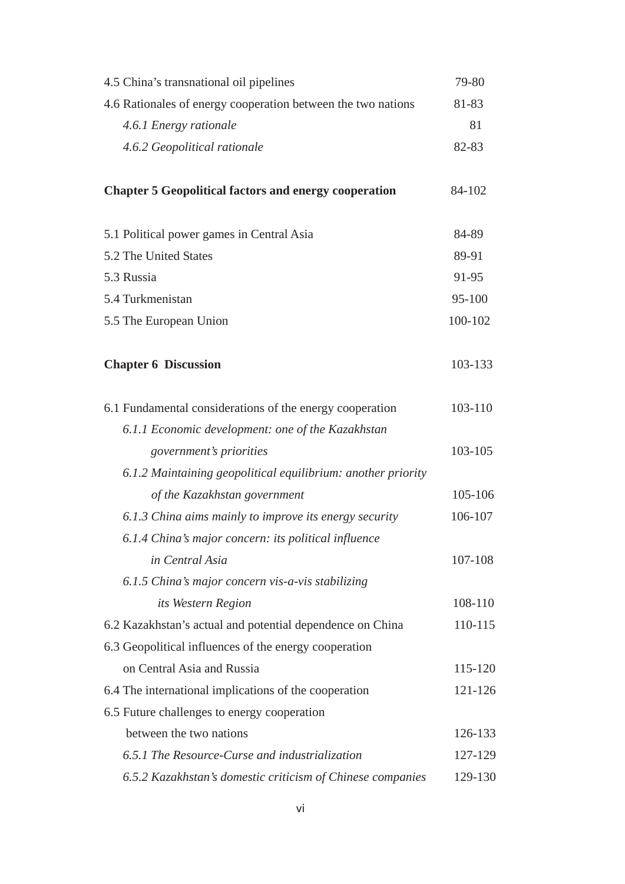4.5 China's transnational oil pipelines 79-80

4.6 Rationales of energy cooperation between the two nations 81-83

*4.6.1 Energy rationale* 81

*4.6.2 Geopolitical rationale* 82-83

**Chapter 5 Geopolitical factors and energy cooperation** 84-102

5.1 Political power games in Central Asia 84-89

5.2 The United States 89-91

5.3 Russia 91-95

5.4 Turkmenistan 95-100

5.5 The European Union 100-102

**Chapter 6 Discussion** 103-133

6.1 Fundamental considerations of the energy cooperation 103-110

*6.1.1 Economic development: one of the Kazakhstan government's priorities* 103-105

*6.1.2 Maintaining geopolitical equilibrium: another priority of the Kazakhstan government* 105-106

*6.1.3 China aims mainly to improve its energy security* 106-107

*6.1.4 China's major concern: its political influence in Central Asia* 107-108

*6.1.5 China's major concern vis-a-vis stabilizing its Western Region* 108-110

6.2 Kazakhstan's actual and potential dependence on China 110-115

6.3 Geopolitical influences of the energy cooperation on Central Asia and Russia 115-120

6.4 The international implications of the cooperation 121-126

6.5 Future challenges to energy cooperation between the two nations 126-133

*6.5.1 The Resource-Curse and industrialization* 127-129

*6.5.2 Kazakhstan's domestic criticism of Chinese companies* 129-130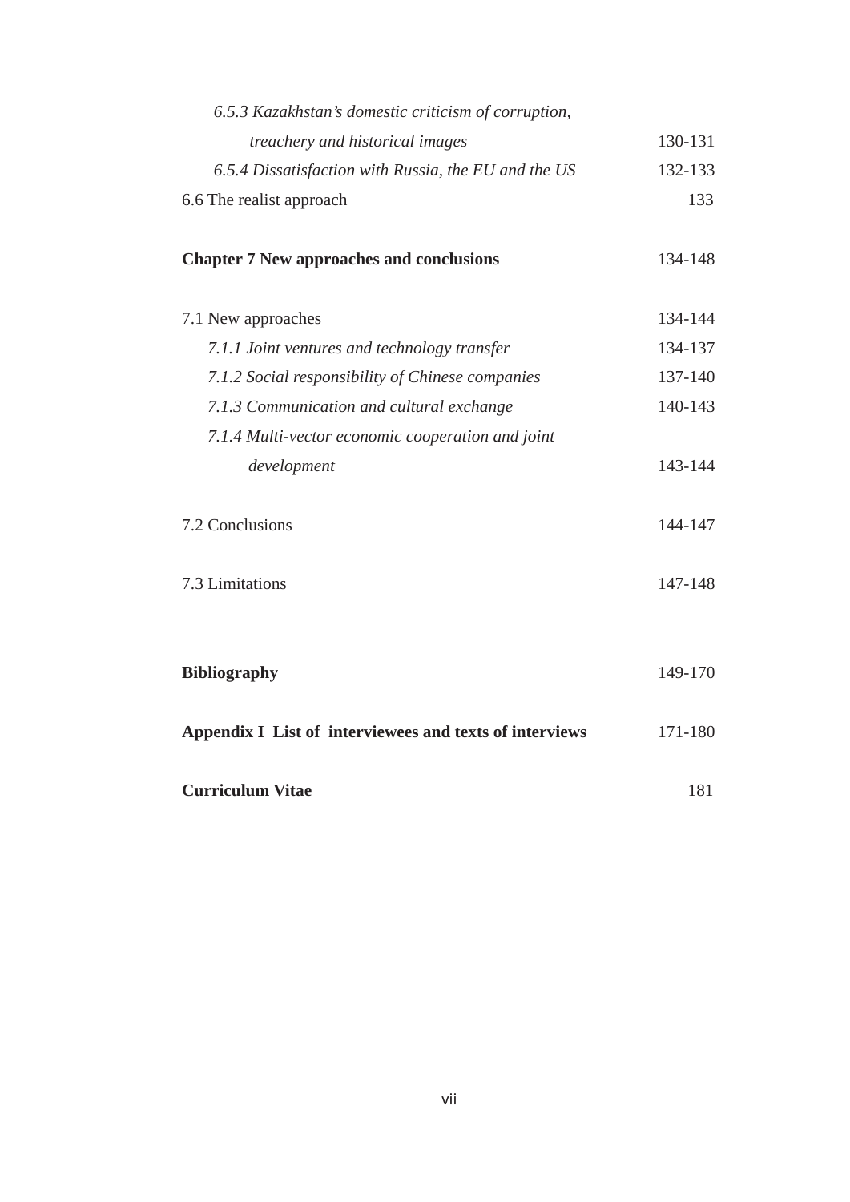*6.5.3 Kazakhstan's domestic criticism of corruption, treachery and historical images* 130-131

*6.5.4 Dissatisfaction with Russia, the EU and the US* 132-133

6.6 The realist approach 133

**Chapter 7 New approaches and conclusions** 134-148

7.1 New approaches 134-144

*7.1.1 Joint ventures and technology transfer* 134-137

*7.1.2 Social responsibility of Chinese companies* 137-140

*7.1.3 Communication and cultural exchange* 140-143

*7.1.4 Multi-vector economic cooperation and joint development* 143-144

7.2 Conclusions 144-147

7.3 Limitations 147-148

**Bibliography** 149-170

**Appendix I List of interviewees and texts of interviews** 171-180

**Curriculum Vitae** 181